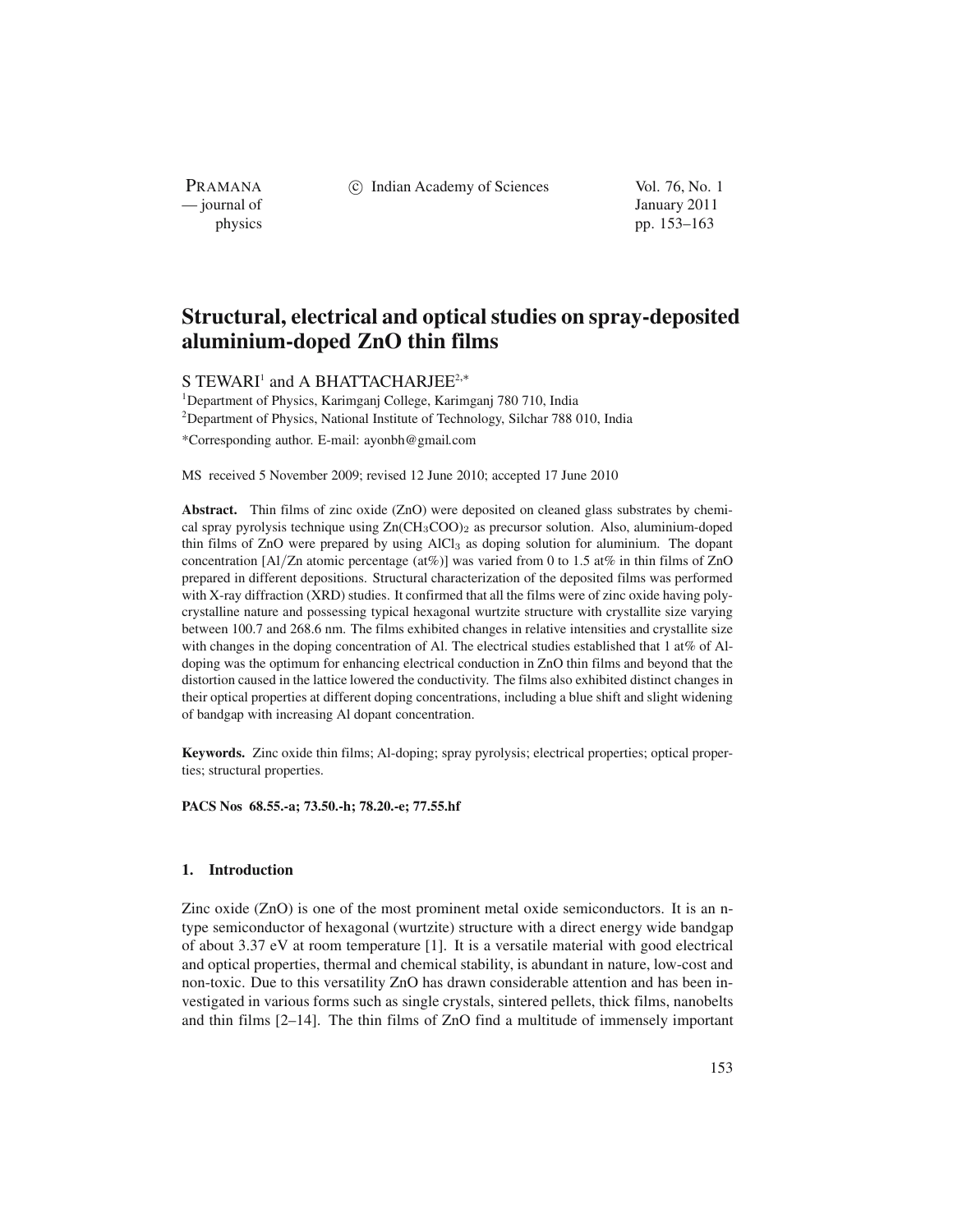# Structural, electrical and optical studies on spray-deposited aluminium-doped ZnO thin films

S TEWARI[1] and A BHATTACHARJEE[2,*]

[1]Department of Physics, Karimganj College, Karimganj 780 710, India
[2]Department of Physics, National Institute of Technology, Silchar 788 010, India
*Corresponding author. E-mail: ayonbh@gmail.com

MS received 5 November 2009; revised 12 June 2010; accepted 17 June 2010

**Abstract.** Thin films of zinc oxide (ZnO) were deposited on cleaned glass substrates by chemical spray pyrolysis technique using $Zn(CH_3COO)_2$ as precursor solution. Also, aluminium-doped thin films of ZnO were prepared by using $AlCl_3$ as doping solution for aluminium. The dopant concentration [Al/Zn atomic percentage (at%)] was varied from 0 to 1.5 at% in thin films of ZnO prepared in different depositions. Structural characterization of the deposited films was performed with X-ray diffraction (XRD) studies. It confirmed that all the films were of zinc oxide having polycrystalline nature and possessing typical hexagonal wurtzite structure with crystallite size varying between 100.7 and 268.6 nm. The films exhibited changes in relative intensities and crystallite size with changes in the doping concentration of Al. The electrical studies established that 1 at% of Al-doping was the optimum for enhancing electrical conduction in ZnO thin films and beyond that the distortion caused in the lattice lowered the conductivity. The films also exhibited distinct changes in their optical properties at different doping concentrations, including a blue shift and slight widening of bandgap with increasing Al dopant concentration.

**Keywords.** Zinc oxide thin films; Al-doping; spray pyrolysis; electrical properties; optical properties; structural properties.

**PACS Nos 68.55.-a; 73.50.-h; 78.20.-e; 77.55.hf**

## 1. Introduction

Zinc oxide (ZnO) is one of the most prominent metal oxide semiconductors. It is an n-type semiconductor of hexagonal (wurtzite) structure with a direct energy wide bandgap of about 3.37 eV at room temperature [1]. It is a versatile material with good electrical and optical properties, thermal and chemical stability, is abundant in nature, low-cost and non-toxic. Due to this versatility ZnO has drawn considerable attention and has been investigated in various forms such as single crystals, sintered pellets, thick films, nanobelts and thin films [2–14]. The thin films of ZnO find a multitude of immensely important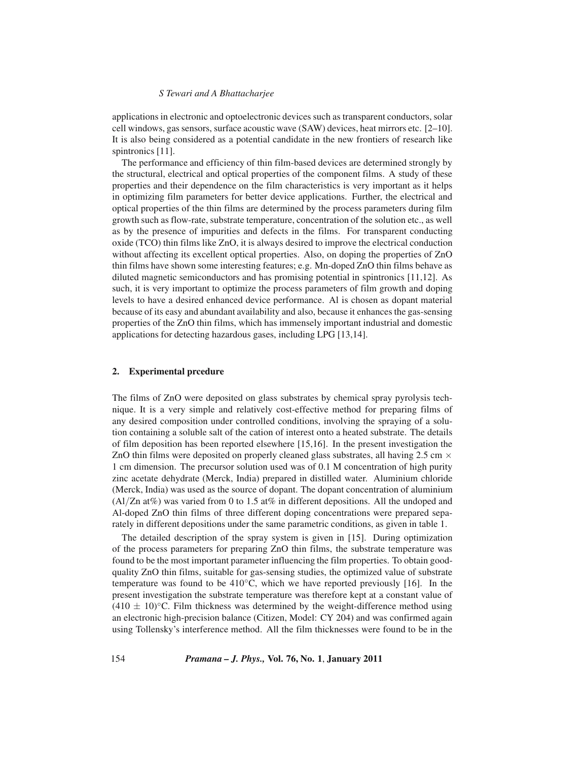applications in electronic and optoelectronic devices such as transparent conductors, solar cell windows, gas sensors, surface acoustic wave (SAW) devices, heat mirrors etc. [2–10]. It is also being considered as a potential candidate in the new frontiers of research like spintronics [11].

The performance and efficiency of thin film-based devices are determined strongly by the structural, electrical and optical properties of the component films. A study of these properties and their dependence on the film characteristics is very important as it helps in optimizing film parameters for better device applications. Further, the electrical and optical properties of the thin films are determined by the process parameters during film growth such as flow-rate, substrate temperature, concentration of the solution etc., as well as by the presence of impurities and defects in the films. For transparent conducting oxide (TCO) thin films like ZnO, it is always desired to improve the electrical conduction without affecting its excellent optical properties. Also, on doping the properties of ZnO thin films have shown some interesting features; e.g. Mn-doped ZnO thin films behave as diluted magnetic semiconductors and has promising potential in spintronics [11,12]. As such, it is very important to optimize the process parameters of film growth and doping levels to have a desired enhanced device performance. Al is chosen as dopant material because of its easy and abundant availability and also, because it enhances the gas-sensing properties of the ZnO thin films, which has immensely important industrial and domestic applications for detecting hazardous gases, including LPG [13,14].

## 2. Experimental prcedure

The films of ZnO were deposited on glass substrates by chemical spray pyrolysis technique. It is a very simple and relatively cost-effective method for preparing films of any desired composition under controlled conditions, involving the spraying of a solution containing a soluble salt of the cation of interest onto a heated substrate. The details of film deposition has been reported elsewhere [15,16]. In the present investigation the ZnO thin films were deposited on properly cleaned glass substrates, all having 2.5 cm $\times$ 1 cm dimension. The precursor solution used was of 0.1 M concentration of high purity zinc acetate dehydrate (Merck, India) prepared in distilled water. Aluminium chloride (Merck, India) was used as the source of dopant. The dopant concentration of aluminium (Al/Zn at%) was varied from 0 to 1.5 at% in different depositions. All the undoped and Al-doped ZnO thin films of three different doping concentrations were prepared separately in different depositions under the same parametric conditions, as given in table 1.

The detailed description of the spray system is given in [15]. During optimization of the process parameters for preparing ZnO thin films, the substrate temperature was found to be the most important parameter influencing the film properties. To obtain good-quality ZnO thin films, suitable for gas-sensing studies, the optimized value of substrate temperature was found to be 410°C, which we have reported previously [16]. In the present investigation the substrate temperature was therefore kept at a constant value of $(410 \pm 10)$°C. Film thickness was determined by the weight-difference method using an electronic high-precision balance (Citizen, Model: CY 204) and was confirmed again using Tollensky's interference method. All the film thicknesses were found to be in the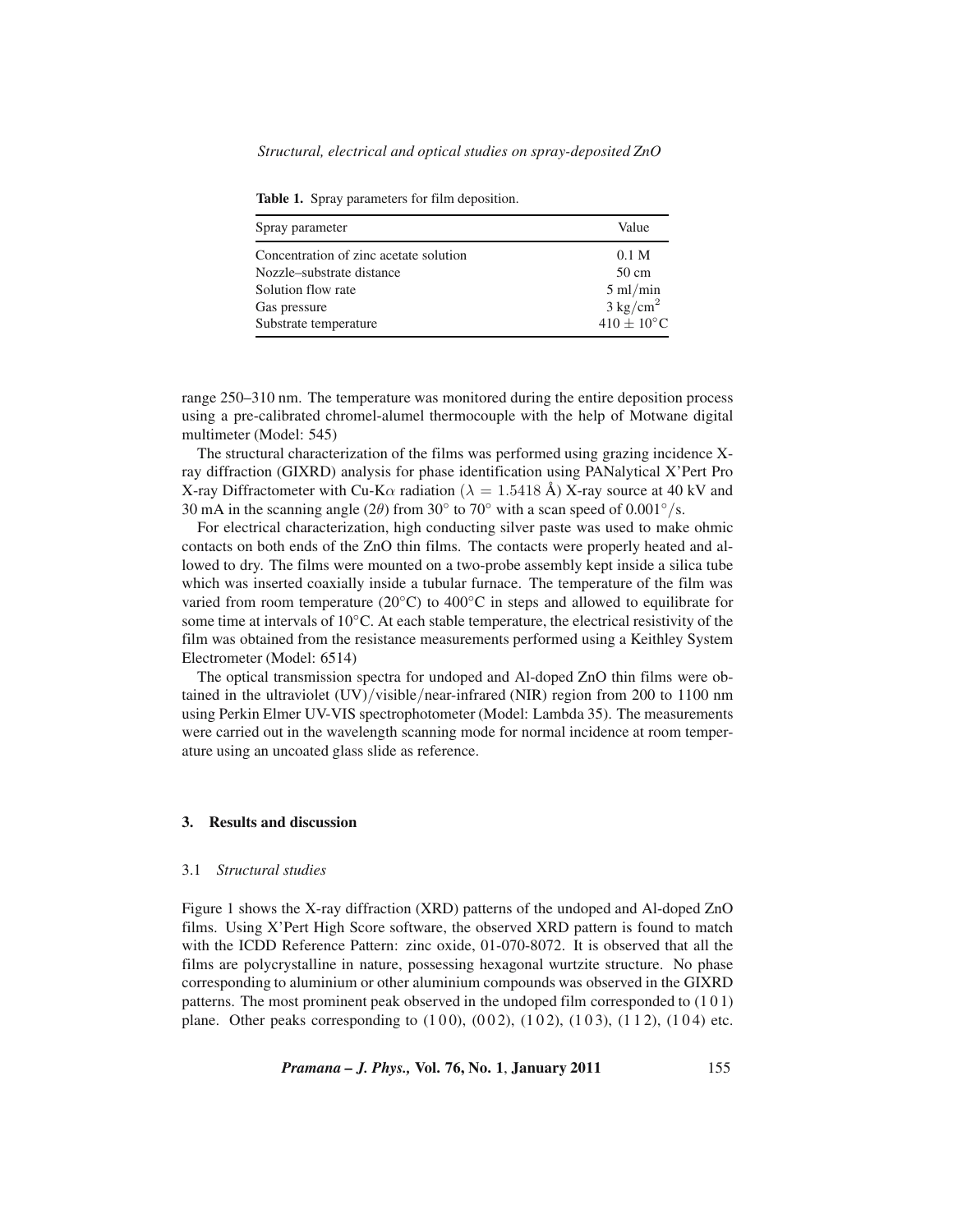**Table 1.** Spray parameters for film deposition.

| Spray parameter | Value |
|---|---|
| Concentration of zinc acetate solution | 0.1 M |
| Nozzle–substrate distance | 50 cm |
| Solution flow rate | 5 ml/min |
| Gas pressure | 3 kg/cm$^2$ |
| Substrate temperature | $410 \pm 10^{\circ}$C |

range 250–310 nm. The temperature was monitored during the entire deposition process using a pre-calibrated chromel-alumel thermocouple with the help of Motwane digital multimeter (Model: 545)

The structural characterization of the films was performed using grazing incidence X-ray diffraction (GIXRD) analysis for phase identification using PANalytical X'Pert Pro X-ray Diffractometer with Cu-K$\alpha$ radiation ($\lambda = 1.5418$ Å) X-ray source at 40 kV and 30 mA in the scanning angle ($2\theta$) from 30° to 70° with a scan speed of 0.001°/s.

For electrical characterization, high conducting silver paste was used to make ohmic contacts on both ends of the ZnO thin films. The contacts were properly heated and allowed to dry. The films were mounted on a two-probe assembly kept inside a silica tube which was inserted coaxially inside a tubular furnace. The temperature of the film was varied from room temperature (20°C) to 400°C in steps and allowed to equilibrate for some time at intervals of 10°C. At each stable temperature, the electrical resistivity of the film was obtained from the resistance measurements performed using a Keithley System Electrometer (Model: 6514)

The optical transmission spectra for undoped and Al-doped ZnO thin films were obtained in the ultraviolet (UV)/visible/near-infrared (NIR) region from 200 to 1100 nm using Perkin Elmer UV-VIS spectrophotometer (Model: Lambda 35). The measurements were carried out in the wavelength scanning mode for normal incidence at room temperature using an uncoated glass slide as reference.

## 3. Results and discussion

### 3.1 *Structural studies*

Figure 1 shows the X-ray diffraction (XRD) patterns of the undoped and Al-doped ZnO films. Using X'Pert High Score software, the observed XRD pattern is found to match with the ICDD Reference Pattern: zinc oxide, 01-070-8072. It is observed that all the films are polycrystalline in nature, possessing hexagonal wurtzite structure. No phase corresponding to aluminium or other aluminium compounds was observed in the GIXRD patterns. The most prominent peak observed in the undoped film corresponded to (1 0 1) plane. Other peaks corresponding to (1 0 0), (0 0 2), (1 0 2), (1 0 3), (1 1 2), (1 0 4) etc.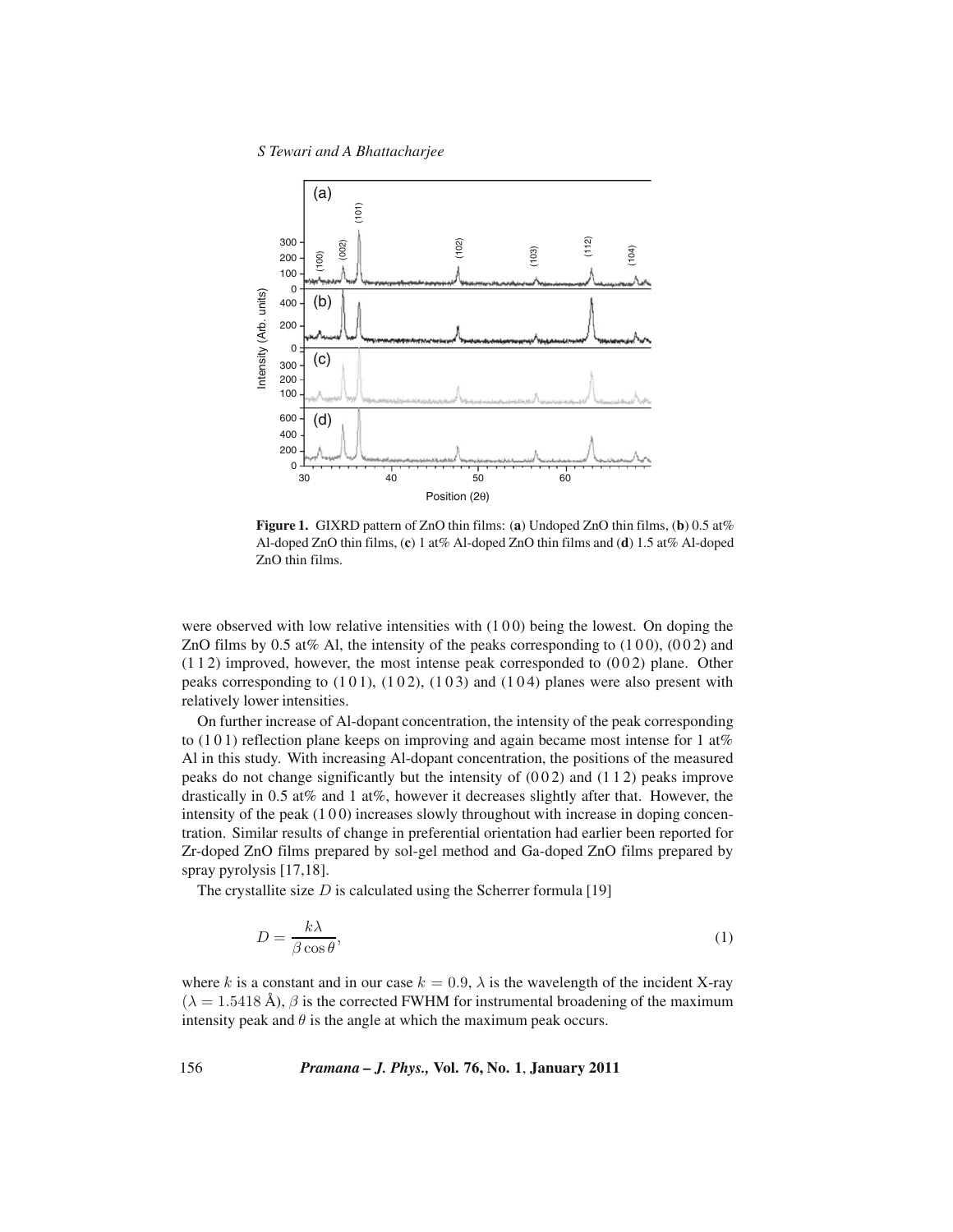**Figure 1.** GIXRD pattern of ZnO thin films: (**a**) Undoped ZnO thin films, (**b**) 0.5 at% Al-doped ZnO thin films, (**c**) 1 at% Al-doped ZnO thin films and (**d**) 1.5 at% Al-doped ZnO thin films.

were observed with low relative intensities with (1 0 0) being the lowest. On doping the ZnO films by 0.5 at% Al, the intensity of the peaks corresponding to (1 0 0), (0 0 2) and (1 1 2) improved, however, the most intense peak corresponded to (0 0 2) plane. Other peaks corresponding to (1 0 1), (1 0 2), (1 0 3) and (1 0 4) planes were also present with relatively lower intensities.

On further increase of Al-dopant concentration, the intensity of the peak corresponding to (1 0 1) reflection plane keeps on improving and again became most intense for 1 at% Al in this study. With increasing Al-dopant concentration, the positions of the measured peaks do not change significantly but the intensity of (0 0 2) and (1 1 2) peaks improve drastically in 0.5 at% and 1 at%, however it decreases slightly after that. However, the intensity of the peak (1 0 0) increases slowly throughout with increase in doping concentration. Similar results of change in preferential orientation had earlier been reported for Zr-doped ZnO films prepared by sol-gel method and Ga-doped ZnO films prepared by spray pyrolysis [17,18].

The crystallite size $D$ is calculated using the Scherrer formula [19]

$$D = \frac{k\lambda}{\beta \cos\theta}, \tag{1}$$

where $k$ is a constant and in our case $k = 0.9$, $\lambda$ is the wavelength of the incident X-ray ($\lambda = 1.5418$ Å), $\beta$ is the corrected FWHM for instrumental broadening of the maximum intensity peak and $\theta$ is the angle at which the maximum peak occurs.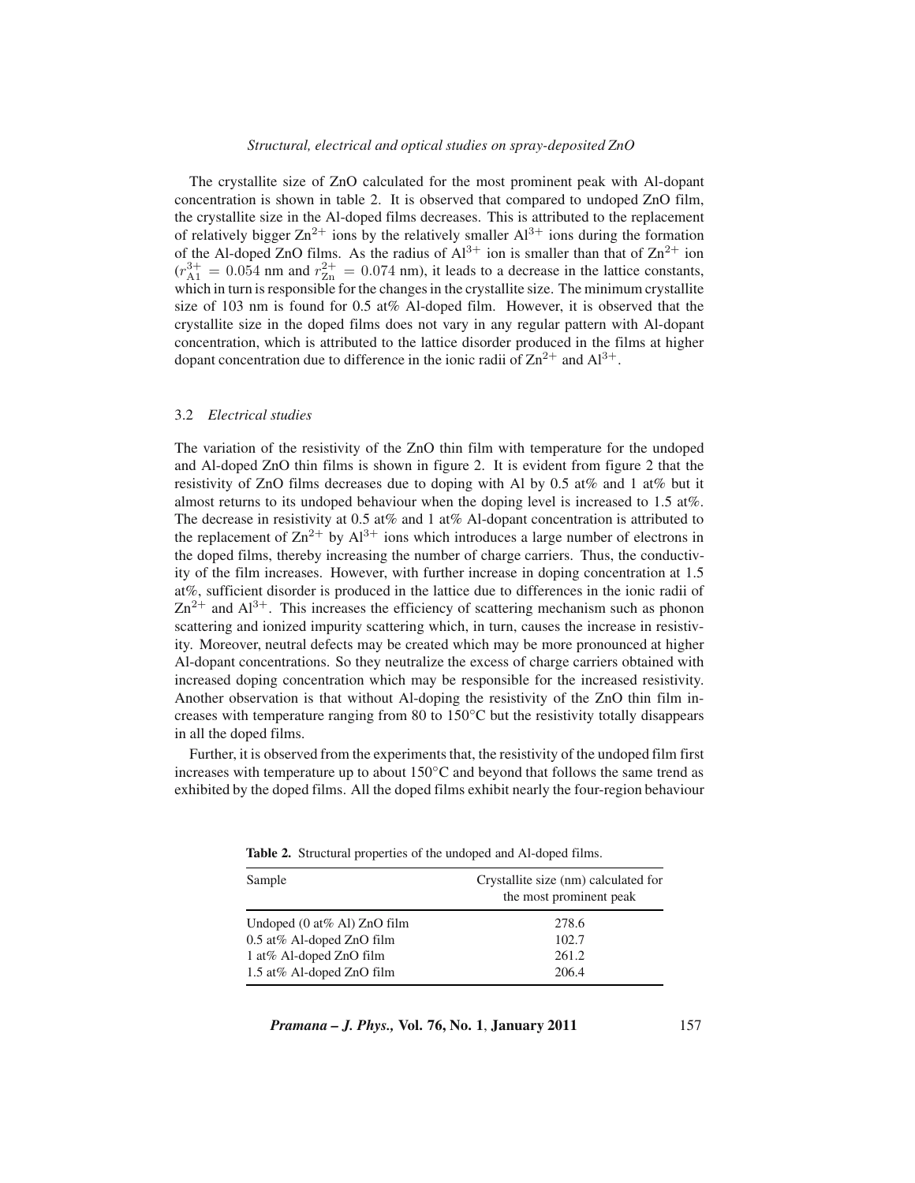The crystallite size of ZnO calculated for the most prominent peak with Al-dopant concentration is shown in table 2. It is observed that compared to undoped ZnO film, the crystallite size in the Al-doped films decreases. This is attributed to the replacement of relatively bigger $Zn^{2+}$ ions by the relatively smaller $Al^{3+}$ ions during the formation of the Al-doped ZnO films. As the radius of $Al^{3+}$ ion is smaller than that of $Zn^{2+}$ ion ($r^{3+}_{\text{Al}} = 0.054$ nm and $r^{2+}_{\text{Zn}} = 0.074$ nm), it leads to a decrease in the lattice constants, which in turn is responsible for the changes in the crystallite size. The minimum crystallite size of 103 nm is found for 0.5 at% Al-doped film. However, it is observed that the crystallite size in the doped films does not vary in any regular pattern with Al-dopant concentration, which is attributed to the lattice disorder produced in the films at higher dopant concentration due to difference in the ionic radii of $Zn^{2+}$ and $Al^{3+}$.

### 3.2 *Electrical studies*

The variation of the resistivity of the ZnO thin film with temperature for the undoped and Al-doped ZnO thin films is shown in figure 2. It is evident from figure 2 that the resistivity of ZnO films decreases due to doping with Al by 0.5 at% and 1 at% but it almost returns to its undoped behaviour when the doping level is increased to 1.5 at%. The decrease in resistivity at 0.5 at% and 1 at% Al-dopant concentration is attributed to the replacement of $Zn^{2+}$ by $Al^{3+}$ ions which introduces a large number of electrons in the doped films, thereby increasing the number of charge carriers. Thus, the conductivity of the film increases. However, with further increase in doping concentration at 1.5 at%, sufficient disorder is produced in the lattice due to differences in the ionic radii of $Zn^{2+}$ and $Al^{3+}$. This increases the efficiency of scattering mechanism such as phonon scattering and ionized impurity scattering which, in turn, causes the increase in resistivity. Moreover, neutral defects may be created which may be more pronounced at higher Al-dopant concentrations. So they neutralize the excess of charge carriers obtained with increased doping concentration which may be responsible for the increased resistivity. Another observation is that without Al-doping the resistivity of the ZnO thin film increases with temperature ranging from 80 to 150°C but the resistivity totally disappears in all the doped films.

Further, it is observed from the experiments that, the resistivity of the undoped film first increases with temperature up to about 150°C and beyond that follows the same trend as exhibited by the doped films. All the doped films exhibit nearly the four-region behaviour

**Table 2.** Structural properties of the undoped and Al-doped films.

| Sample | Crystallite size (nm) calculated for the most prominent peak |
|---|---|
| Undoped (0 at% Al) ZnO film | 278.6 |
| 0.5 at% Al-doped ZnO film | 102.7 |
| 1 at% Al-doped ZnO film | 261.2 |
| 1.5 at% Al-doped ZnO film | 206.4 |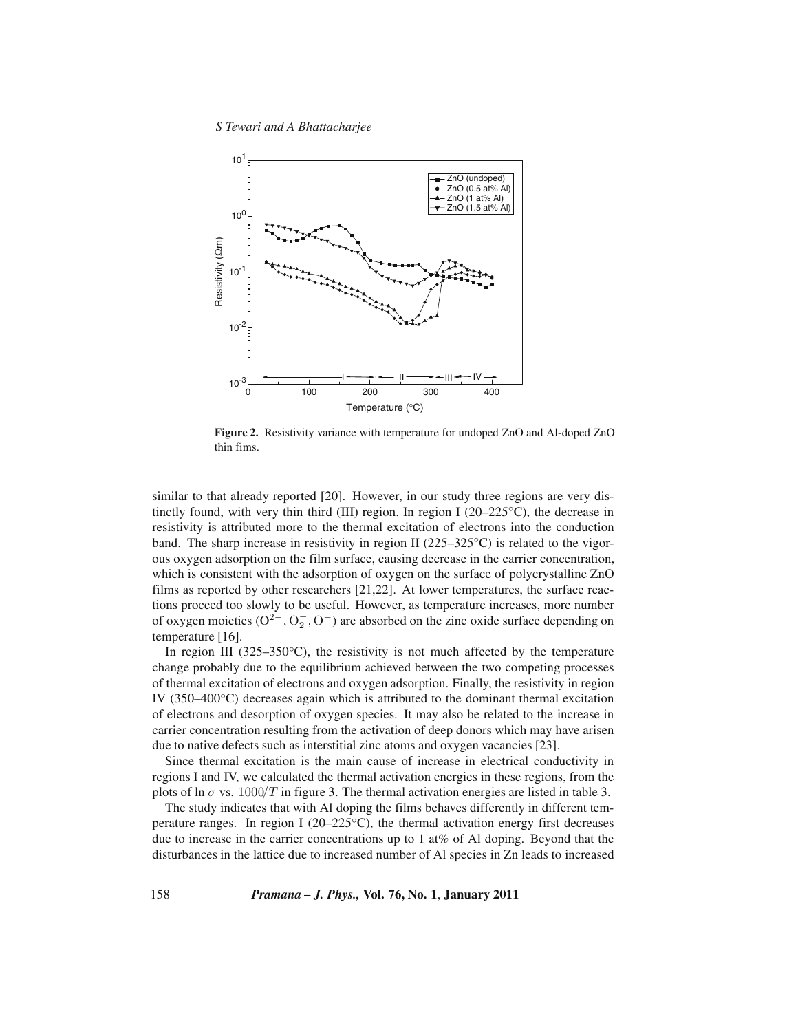**Figure 2.** Resistivity variance with temperature for undoped ZnO and Al-doped ZnO thin fims.

similar to that already reported [20]. However, in our study three regions are very distinctly found, with very thin third (III) region. In region I (20–225°C), the decrease in resistivity is attributed more to the thermal excitation of electrons into the conduction band. The sharp increase in resistivity in region II (225–325°C) is related to the vigorous oxygen adsorption on the film surface, causing decrease in the carrier concentration, which is consistent with the adsorption of oxygen on the surface of polycrystalline ZnO films as reported by other researchers [21,22]. At lower temperatures, the surface reactions proceed too slowly to be useful. However, as temperature increases, more number of oxygen moieties ($O^{2-}$, $O_2^-$, $O^-$) are absorbed on the zinc oxide surface depending on temperature [16].

In region III (325–350°C), the resistivity is not much affected by the temperature change probably due to the equilibrium achieved between the two competing processes of thermal excitation of electrons and oxygen adsorption. Finally, the resistivity in region IV (350–400°C) decreases again which is attributed to the dominant thermal excitation of electrons and desorption of oxygen species. It may also be related to the increase in carrier concentration resulting from the activation of deep donors which may have arisen due to native defects such as interstitial zinc atoms and oxygen vacancies [23].

Since thermal excitation is the main cause of increase in electrical conductivity in regions I and IV, we calculated the thermal activation energies in these regions, from the plots of ln $\sigma$ vs. $1000/T$ in figure 3. The thermal activation energies are listed in table 3.

The study indicates that with Al doping the films behaves differently in different temperature ranges. In region I (20–225°C), the thermal activation energy first decreases due to increase in the carrier concentrations up to 1 at% of Al doping. Beyond that the disturbances in the lattice due to increased number of Al species in Zn leads to increased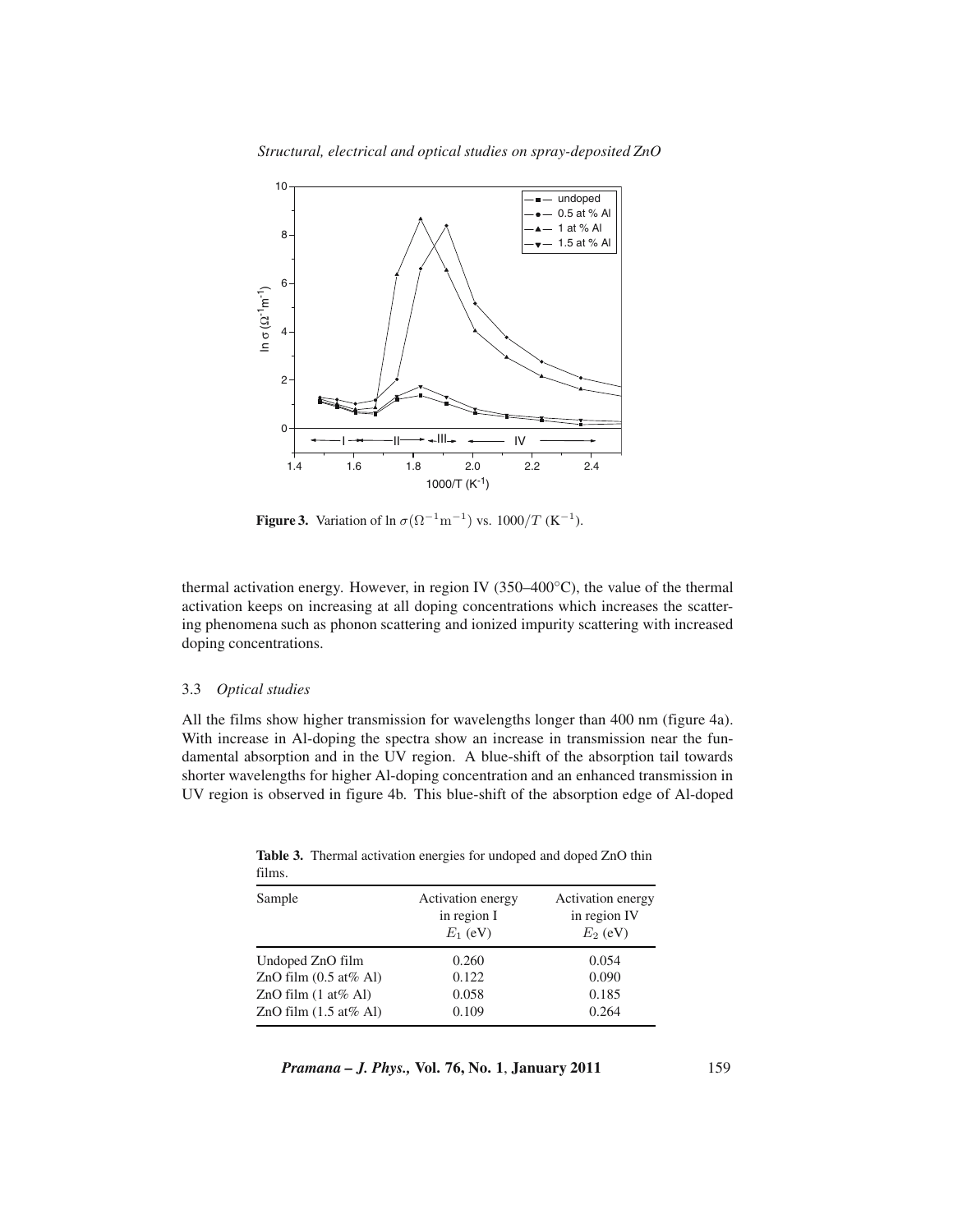**Figure 3.** Variation of ln $\sigma(\Omega^{-1}\mathrm{m}^{-1})$ vs. $1000/T$ ($\mathrm{K}^{-1}$).

thermal activation energy. However, in region IV (350–400°C), the value of the thermal activation keeps on increasing at all doping concentrations which increases the scattering phenomena such as phonon scattering and ionized impurity scattering with increased doping concentrations.

### 3.3 *Optical studies*

All the films show higher transmission for wavelengths longer than 400 nm (figure 4a). With increase in Al-doping the spectra show an increase in transmission near the fundamental absorption and in the UV region. A blue-shift of the absorption tail towards shorter wavelengths for higher Al-doping concentration and an enhanced transmission in UV region is observed in figure 4b. This blue-shift of the absorption edge of Al-doped

**Table 3.** Thermal activation energies for undoped and doped ZnO thin films.

| Sample | Activation energy in region I $E_1$ (eV) | Activation energy in region IV $E_2$ (eV) |
|---|---|---|
| Undoped ZnO film | 0.260 | 0.054 |
| ZnO film (0.5 at% Al) | 0.122 | 0.090 |
| ZnO film (1 at% Al) | 0.058 | 0.185 |
| ZnO film (1.5 at% Al) | 0.109 | 0.264 |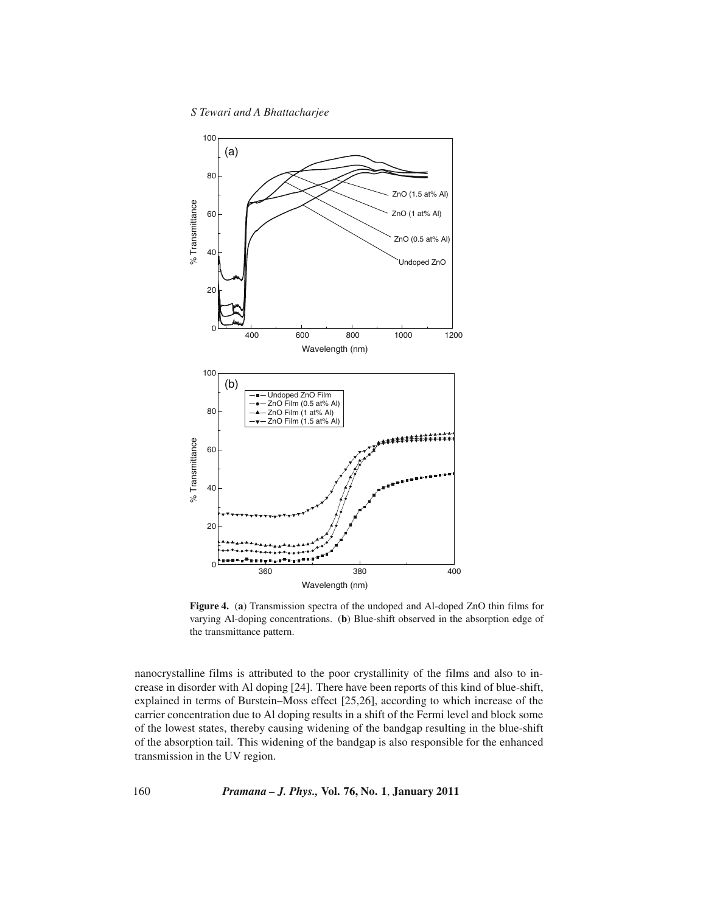**Figure 4.** (**a**) Transmission spectra of the undoped and Al-doped ZnO thin films for varying Al-doping concentrations. (**b**) Blue-shift observed in the absorption edge of the transmittance pattern.

nanocrystalline films is attributed to the poor crystallinity of the films and also to increase in disorder with Al doping [24]. There have been reports of this kind of blue-shift, explained in terms of Burstein–Moss effect [25,26], according to which increase of the carrier concentration due to Al doping results in a shift of the Fermi level and block some of the lowest states, thereby causing widening of the bandgap resulting in the blue-shift of the absorption tail. This widening of the bandgap is also responsible for the enhanced transmission in the UV region.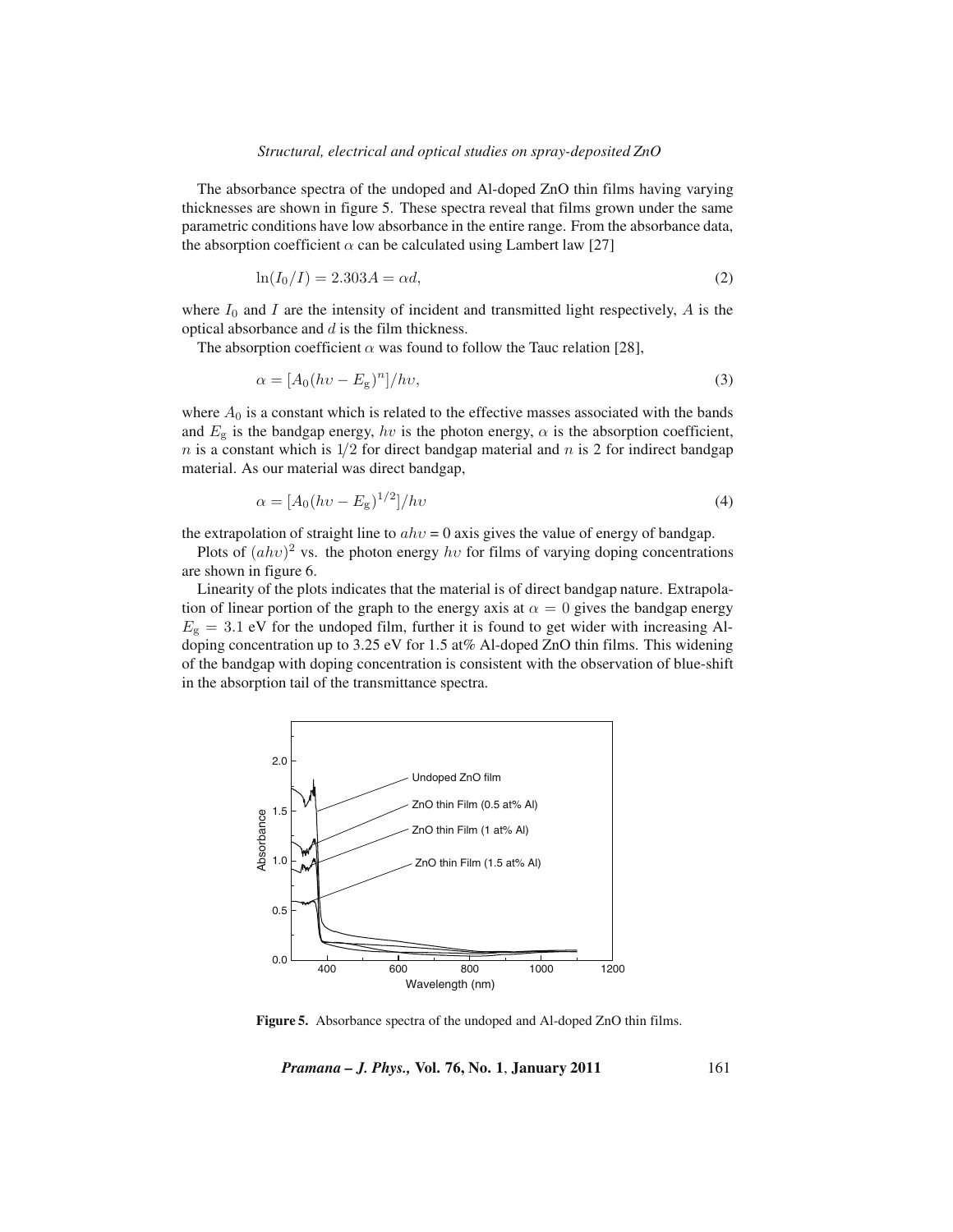The absorbance spectra of the undoped and Al-doped ZnO thin films having varying thicknesses are shown in figure 5. These spectra reveal that films grown under the same parametric conditions have low absorbance in the entire range. From the absorbance data, the absorption coefficient $\alpha$ can be calculated using Lambert law [27]

$$\ln(I_0/I) = 2.303A = \alpha d, \tag{2}$$

where $I_0$ and $I$ are the intensity of incident and transmitted light respectively, $A$ is the optical absorbance and $d$ is the film thickness.

The absorption coefficient $\alpha$ was found to follow the Tauc relation [28],

$$\alpha = [A_0(h\upsilon - E_{\mathrm{g}})^n]/h\upsilon, \tag{3}$$

where $A_0$ is a constant which is related to the effective masses associated with the bands and $E_{\mathrm{g}}$ is the bandgap energy, $h\upsilon$ is the photon energy, $\alpha$ is the absorption coefficient, $n$ is a constant which is $1/2$ for direct bandgap material and $n$ is 2 for indirect bandgap material. As our material was direct bandgap,

$$\alpha = [A_0(h\upsilon - E_{\mathrm{g}})^{1/2}]/h\upsilon \tag{4}$$

the extrapolation of straight line to $ah\upsilon = 0$ axis gives the value of energy of bandgap.

Plots of $(ah\upsilon)^2$ vs. the photon energy $h\upsilon$ for films of varying doping concentrations are shown in figure 6.

Linearity of the plots indicates that the material is of direct bandgap nature. Extrapolation of linear portion of the graph to the energy axis at $\alpha = 0$ gives the bandgap energy $E_{\mathrm{g}} = 3.1$ eV for the undoped film, further it is found to get wider with increasing Al-doping concentration up to 3.25 eV for 1.5 at% Al-doped ZnO thin films. This widening of the bandgap with doping concentration is consistent with the observation of blue-shift in the absorption tail of the transmittance spectra.

**Figure 5.** Absorbance spectra of the undoped and Al-doped ZnO thin films.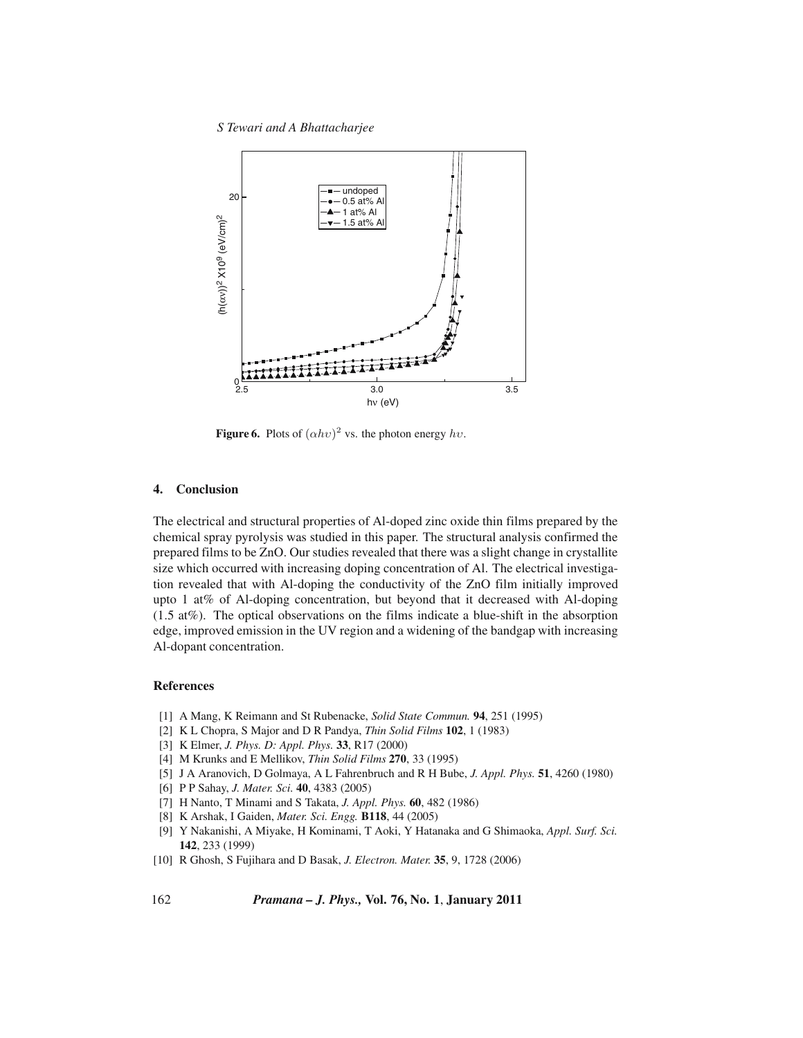**Figure 6.** Plots of $(\alpha h\upsilon)^2$ vs. the photon energy $h\upsilon$.

## 4. Conclusion

The electrical and structural properties of Al-doped zinc oxide thin films prepared by the chemical spray pyrolysis was studied in this paper. The structural analysis confirmed the prepared films to be ZnO. Our studies revealed that there was a slight change in crystallite size which occurred with increasing doping concentration of Al. The electrical investigation revealed that with Al-doping the conductivity of the ZnO film initially improved upto 1 at% of Al-doping concentration, but beyond that it decreased with Al-doping (1.5 at%). The optical observations on the films indicate a blue-shift in the absorption edge, improved emission in the UV region and a widening of the bandgap with increasing Al-dopant concentration.

## References

[1] A Mang, K Reimann and St Rubenacke, *Solid State Commun.* **94**, 251 (1995)

[2] K L Chopra, S Major and D R Pandya, *Thin Solid Films* **102**, 1 (1983)

[3] K Elmer, *J. Phys. D: Appl. Phys.* **33**, R17 (2000)

[4] M Krunks and E Mellikov, *Thin Solid Films* **270**, 33 (1995)

[5] J A Aranovich, D Golmaya, A L Fahrenbruch and R H Bube, *J. Appl. Phys.* **51**, 4260 (1980)

[6] P P Sahay, *J. Mater. Sci.* **40**, 4383 (2005)

[7] H Nanto, T Minami and S Takata, *J. Appl. Phys.* **60**, 482 (1986)

[8] K Arshak, I Gaiden, *Mater. Sci. Engg.* **B118**, 44 (2005)

[9] Y Nakanishi, A Miyake, H Kominami, T Aoki, Y Hatanaka and G Shimaoka, *Appl. Surf. Sci.* **142**, 233 (1999)

[10] R Ghosh, S Fujihara and D Basak, *J. Electron. Mater.* **35**, 9, 1728 (2006)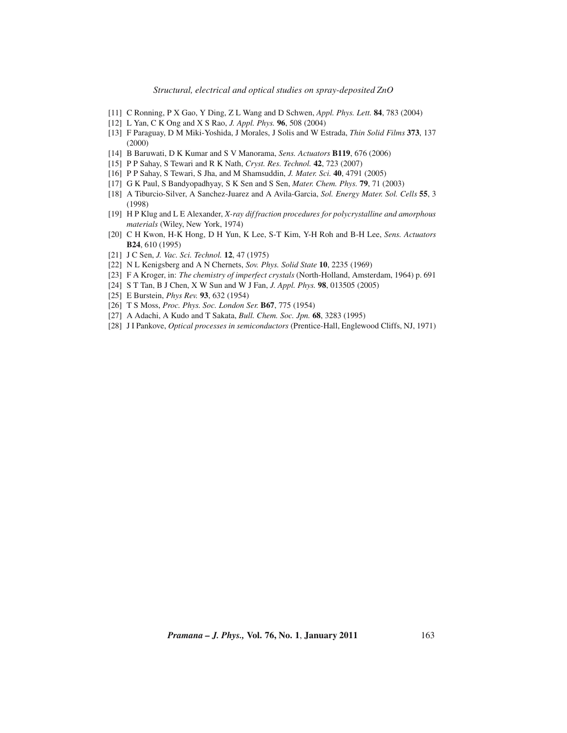[11] C Ronning, P X Gao, Y Ding, Z L Wang and D Schwen, *Appl. Phys. Lett.* **84**, 783 (2004)

[12] L Yan, C K Ong and X S Rao, *J. Appl. Phys.* **96**, 508 (2004)

[13] F Paraguay, D M Miki-Yoshida, J Morales, J Solis and W Estrada, *Thin Solid Films* **373**, 137 (2000)

[14] B Baruwati, D K Kumar and S V Manorama, *Sens. Actuators* **B119**, 676 (2006)

[15] P P Sahay, S Tewari and R K Nath, *Cryst. Res. Technol.* **42**, 723 (2007)

[16] P P Sahay, S Tewari, S Jha, and M Shamsuddin, *J. Mater. Sci.* **40**, 4791 (2005)

[17] G K Paul, S Bandyopadhyay, S K Sen and S Sen, *Mater. Chem. Phys.* **79**, 71 (2003)

[18] A Tiburcio-Silver, A Sanchez-Juarez and A Avila-Garcia, *Sol. Energy Mater. Sol. Cells* **55**, 3 (1998)

[19] H P Klug and L E Alexander, *X-ray diffraction procedures for polycrystalline and amorphous materials* (Wiley, New York, 1974)

[20] C H Kwon, H-K Hong, D H Yun, K Lee, S-T Kim, Y-H Roh and B-H Lee, *Sens. Actuators* **B24**, 610 (1995)

[21] J C Sen, *J. Vac. Sci. Technol.* **12**, 47 (1975)

[22] N L Kenigsberg and A N Chernets, *Sov. Phys. Solid State* **10**, 2235 (1969)

[23] F A Kroger, in: *The chemistry of imperfect crystals* (North-Holland, Amsterdam, 1964) p. 691

[24] S T Tan, B J Chen, X W Sun and W J Fan, *J. Appl. Phys.* **98**, 013505 (2005)

[25] E Burstein, *Phys Rev.* **93**, 632 (1954)

[26] T S Moss, *Proc. Phys. Soc. London Ser.* **B67**, 775 (1954)

[27] A Adachi, A Kudo and T Sakata, *Bull. Chem. Soc. Jpn.* **68**, 3283 (1995)

[28] J I Pankove, *Optical processes in semiconductors* (Prentice-Hall, Englewood Cliffs, NJ, 1971)